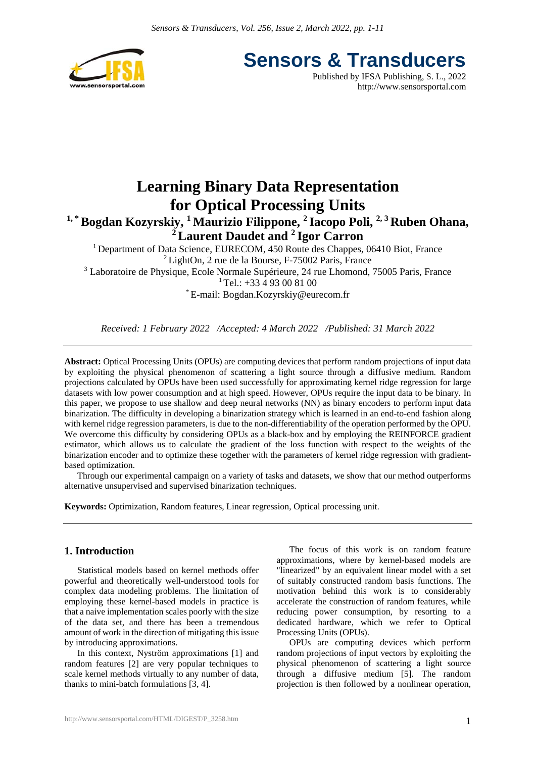# Learning Binary Data Representation for Optical Processing Units

**[1,*] Bogdan Kozyrskiy, [1] Maurizio Filippone, [2] Iacopo Poli, [2,3] Ruben Ohana, [2] Laurent Daudet and [2] Igor Carron**

[1] Department of Data Science, EURECOM, 450 Route des Chappes, 06410 Biot, France
[2] LightOn, 2 rue de la Bourse, F-75002 Paris, France
[3] Laboratoire de Physique, Ecole Normale Supérieure, 24 rue Lhomond, 75005 Paris, France
[1] Tel.: +33 4 93 00 81 00
[*] E-mail: Bogdan.Kozyrskiy@eurecom.fr

*Received: 1 February 2022 /Accepted: 4 March 2022 /Published: 31 March 2022*

---

**Abstract:** Optical Processing Units (OPUs) are computing devices that perform random projections of input data by exploiting the physical phenomenon of scattering a light source through a diffusive medium. Random projections calculated by OPUs have been used successfully for approximating kernel ridge regression for large datasets with low power consumption and at high speed. However, OPUs require the input data to be binary. In this paper, we propose to use shallow and deep neural networks (NN) as binary encoders to perform input data binarization. The difficulty in developing a binarization strategy which is learned in an end-to-end fashion along with kernel ridge regression parameters, is due to the non-differentiability of the operation performed by the OPU. We overcome this difficulty by considering OPUs as a black-box and by employing the REINFORCE gradient estimator, which allows us to calculate the gradient of the loss function with respect to the weights of the binarization encoder and to optimize these together with the parameters of kernel ridge regression with gradient-based optimization.

Through our experimental campaign on a variety of tasks and datasets, we show that our method outperforms alternative unsupervised and supervised binarization techniques.

**Keywords:** Optimization, Random features, Linear regression, Optical processing unit.

---

## 1. Introduction

Statistical models based on kernel methods offer powerful and theoretically well-understood tools for complex data modeling problems. The limitation of employing these kernel-based models in practice is that a naive implementation scales poorly with the size of the data set, and there has been a tremendous amount of work in the direction of mitigating this issue by introducing approximations.

In this context, Nyström approximations [1] and random features [2] are very popular techniques to scale kernel methods virtually to any number of data, thanks to mini-batch formulations [3, 4].

The focus of this work is on random feature approximations, where by kernel-based models are "linearized" by an equivalent linear model with a set of suitably constructed random basis functions. The motivation behind this work is to considerably accelerate the construction of random features, while reducing power consumption, by resorting to a dedicated hardware, which we refer to Optical Processing Units (OPUs).

OPUs are computing devices which perform random projections of input vectors by exploiting the physical phenomenon of scattering a light source through a diffusive medium [5]. The random projection is then followed by a nonlinear operation,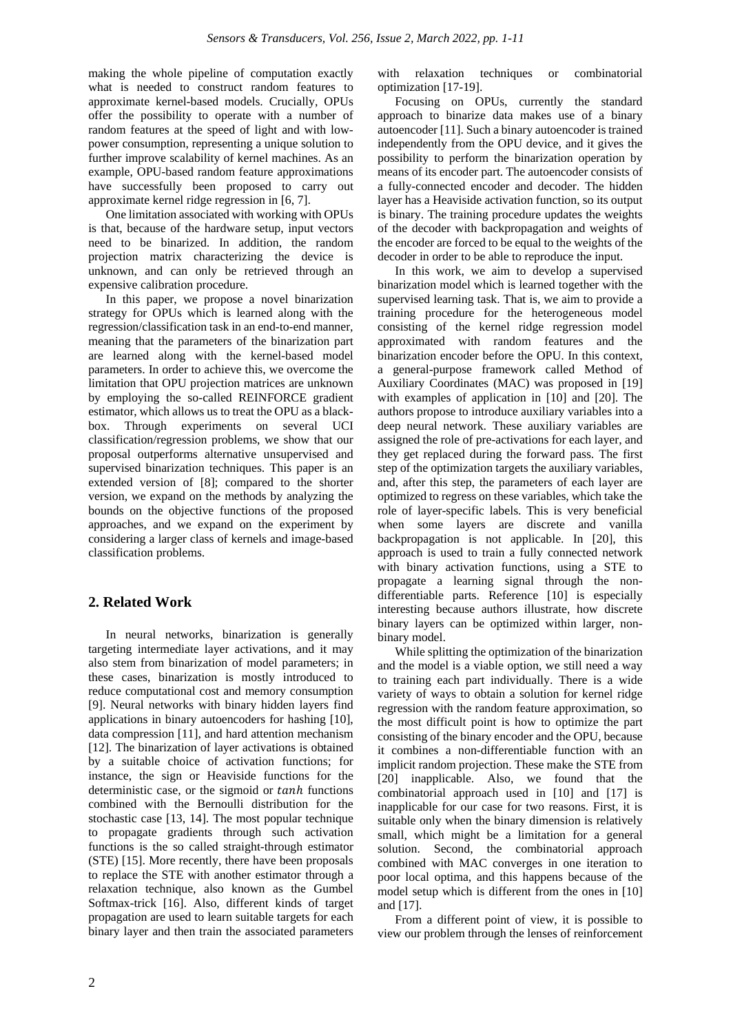making the whole pipeline of computation exactly what is needed to construct random features to approximate kernel-based models. Crucially, OPUs offer the possibility to operate with a number of random features at the speed of light and with low-power consumption, representing a unique solution to further improve scalability of kernel machines. As an example, OPU-based random feature approximations have successfully been proposed to carry out approximate kernel ridge regression in [6, 7].

One limitation associated with working with OPUs is that, because of the hardware setup, input vectors need to be binarized. In addition, the random projection matrix characterizing the device is unknown, and can only be retrieved through an expensive calibration procedure.

In this paper, we propose a novel binarization strategy for OPUs which is learned along with the regression/classification task in an end-to-end manner, meaning that the parameters of the binarization part are learned along with the kernel-based model parameters. In order to achieve this, we overcome the limitation that OPU projection matrices are unknown by employing the so-called REINFORCE gradient estimator, which allows us to treat the OPU as a black-box. Through experiments on several UCI classification/regression problems, we show that our proposal outperforms alternative unsupervised and supervised binarization techniques. This paper is an extended version of [8]; compared to the shorter version, we expand on the methods by analyzing the bounds on the objective functions of the proposed approaches, and we expand on the experiment by considering a larger class of kernels and image-based classification problems.

## 2. Related Work

In neural networks, binarization is generally targeting intermediate layer activations, and it may also stem from binarization of model parameters; in these cases, binarization is mostly introduced to reduce computational cost and memory consumption [9]. Neural networks with binary hidden layers find applications in binary autoencoders for hashing [10], data compression [11], and hard attention mechanism [12]. The binarization of layer activations is obtained by a suitable choice of activation functions; for instance, the sign or Heaviside functions for the deterministic case, or the sigmoid or $tanh$ functions combined with the Bernoulli distribution for the stochastic case [13, 14]. The most popular technique to propagate gradients through such activation functions is the so called straight-through estimator (STE) [15]. More recently, there have been proposals to replace the STE with another estimator through a relaxation technique, also known as the Gumbel Softmax-trick [16]. Also, different kinds of target propagation are used to learn suitable targets for each binary layer and then train the associated parameters with relaxation techniques or combinatorial optimization [17-19].

Focusing on OPUs, currently the standard approach to binarize data makes use of a binary autoencoder [11]. Such a binary autoencoder is trained independently from the OPU device, and it gives the possibility to perform the binarization operation by means of its encoder part. The autoencoder consists of a fully-connected encoder and decoder. The hidden layer has a Heaviside activation function, so its output is binary. The training procedure updates the weights of the decoder with backpropagation and weights of the encoder are forced to be equal to the weights of the decoder in order to be able to reproduce the input.

In this work, we aim to develop a supervised binarization model which is learned together with the supervised learning task. That is, we aim to provide a training procedure for the heterogeneous model consisting of the kernel ridge regression model approximated with random features and the binarization encoder before the OPU. In this context, a general-purpose framework called Method of Auxiliary Coordinates (MAC) was proposed in [19] with examples of application in [10] and [20]. The authors propose to introduce auxiliary variables into a deep neural network. These auxiliary variables are assigned the role of pre-activations for each layer, and they get replaced during the forward pass. The first step of the optimization targets the auxiliary variables, and, after this step, the parameters of each layer are optimized to regress on these variables, which take the role of layer-specific labels. This is very beneficial when some layers are discrete and vanilla backpropagation is not applicable. In [20], this approach is used to train a fully connected network with binary activation functions, using a STE to propagate a learning signal through the non-differentiable parts. Reference [10] is especially interesting because authors illustrate, how discrete binary layers can be optimized within larger, non-binary model.

While splitting the optimization of the binarization and the model is a viable option, we still need a way to training each part individually. There is a wide variety of ways to obtain a solution for kernel ridge regression with the random feature approximation, so the most difficult point is how to optimize the part consisting of the binary encoder and the OPU, because it combines a non-differentiable function with an implicit random projection. These make the STE from [20] inapplicable. Also, we found that the combinatorial approach used in [10] and [17] is inapplicable for our case for two reasons. First, it is suitable only when the binary dimension is relatively small, which might be a limitation for a general solution. Second, the combinatorial approach combined with MAC converges in one iteration to poor local optima, and this happens because of the model setup which is different from the ones in [10] and [17].

From a different point of view, it is possible to view our problem through the lenses of reinforcement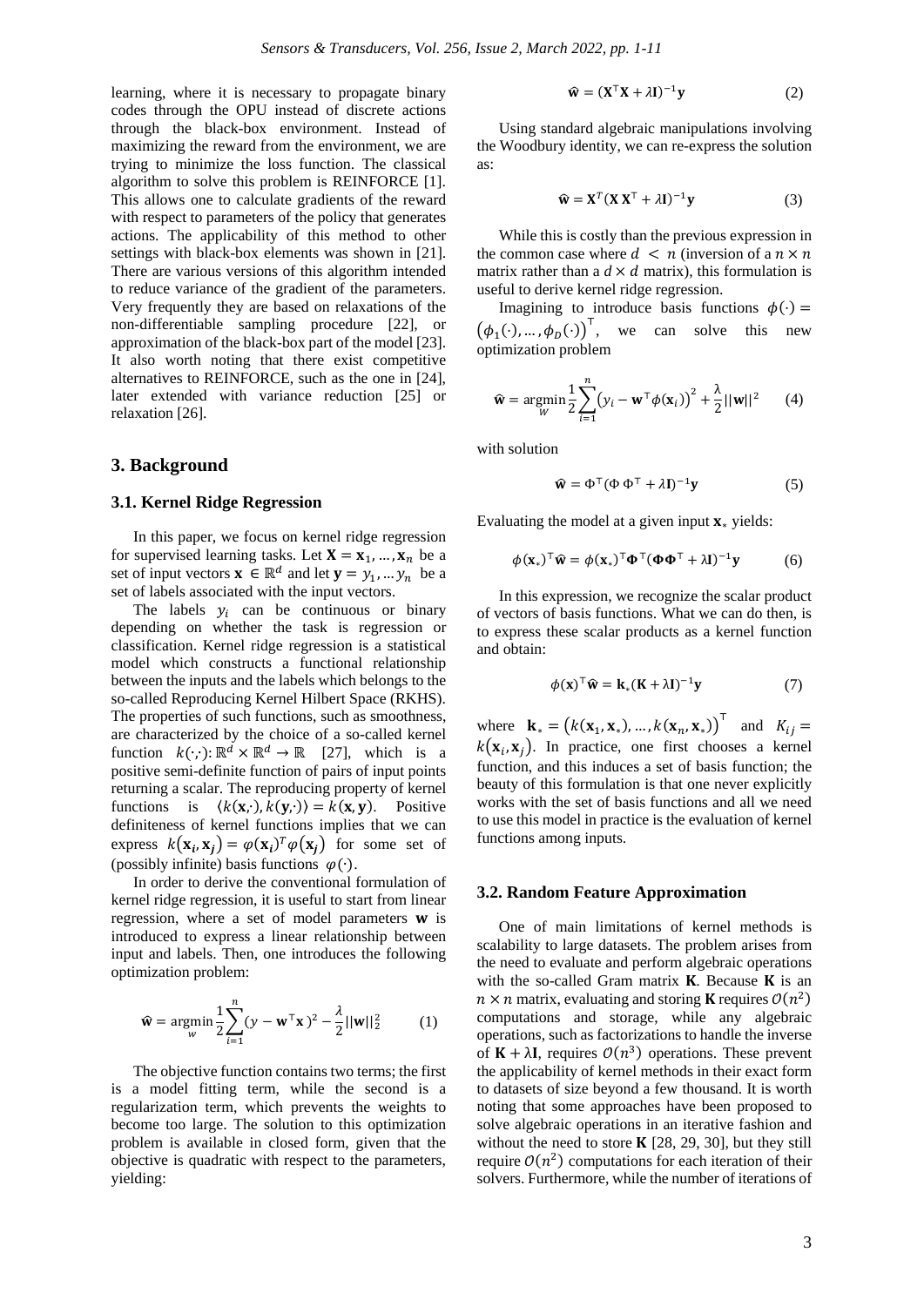learning, where it is necessary to propagate binary codes through the OPU instead of discrete actions through the black-box environment. Instead of maximizing the reward from the environment, we are trying to minimize the loss function. The classical algorithm to solve this problem is REINFORCE [1]. This allows one to calculate gradients of the reward with respect to parameters of the policy that generates actions. The applicability of this method to other settings with black-box elements was shown in [21]. There are various versions of this algorithm intended to reduce variance of the gradient of the parameters. Very frequently they are based on relaxations of the non-differentiable sampling procedure [22], or approximation of the black-box part of the model [23]. It also worth noting that there exist competitive alternatives to REINFORCE, such as the one in [24], later extended with variance reduction [25] or relaxation [26].

## 3. Background

### 3.1. Kernel Ridge Regression

In this paper, we focus on kernel ridge regression for supervised learning tasks. Let $\mathbf{X} = \mathbf{x}_1, \dots, \mathbf{x}_n$ be a set of input vectors $\mathbf{x} \in \mathbb{R}^d$ and let $\mathbf{y} = y_1, \dots y_n$ be a set of labels associated with the input vectors.

The labels $y_i$ can be continuous or binary depending on whether the task is regression or classification. Kernel ridge regression is a statistical model which constructs a functional relationship between the inputs and the labels which belongs to the so-called Reproducing Kernel Hilbert Space (RKHS). The properties of such functions, such as smoothness, are characterized by the choice of a so-called kernel function $k(\cdot,\cdot): \mathbb{R}^d \times \mathbb{R}^d \to \mathbb{R}$ [27], which is a positive semi-definite function of pairs of input points returning a scalar. The reproducing property of kernel functions is $\langle k(\mathbf{x},\cdot), k(\mathbf{y},\cdot)\rangle = k(\mathbf{x}, \mathbf{y})$. Positive definiteness of kernel functions implies that we can express $k(\mathbf{x}_i, \mathbf{x}_j) = \varphi(\mathbf{x}_i)^T \varphi(\mathbf{x}_j)$ for some set of (possibly infinite) basis functions $\varphi(\cdot)$.

In order to derive the conventional formulation of kernel ridge regression, it is useful to start from linear regression, where a set of model parameters $\mathbf{w}$ is introduced to express a linear relationship between input and labels. Then, one introduces the following optimization problem:

$$\hat{\mathbf{w}} = \underset{w}{\operatorname{argmin}} \frac{1}{2}\sum_{i=1}^{n}(y - \mathbf{w}^\top \mathbf{x})^2 - \frac{\lambda}{2}||\mathbf{w}||_2^2 \qquad (1)$$

The objective function contains two terms; the first is a model fitting term, while the second is a regularization term, which prevents the weights to become too large. The solution to this optimization problem is available in closed form, given that the objective is quadratic with respect to the parameters, yielding:

$$\hat{\mathbf{w}} = (\mathbf{X}^\top \mathbf{X} + \lambda \mathbf{I})^{-1}\mathbf{y} \qquad (2)$$

Using standard algebraic manipulations involving the Woodbury identity, we can re-express the solution as:

$$\hat{\mathbf{w}} = \mathbf{X}^T(\mathbf{X}\,\mathbf{X}^\top + \lambda \mathbf{I})^{-1}\mathbf{y} \qquad (3)$$

While this is costly than the previous expression in the common case where $d < n$ (inversion of a $n \times n$ matrix rather than a $d \times d$ matrix), this formulation is useful to derive kernel ridge regression.

Imagining to introduce basis functions $\phi(\cdot) = (\phi_1(\cdot), \dots, \phi_D(\cdot))^\top$, we can solve this new optimization problem

$$\hat{\mathbf{w}} = \underset{W}{\operatorname{argmin}} \frac{1}{2}\sum_{i=1}^{n}\left(y_i - \mathbf{w}^\top \phi(\mathbf{x}_i)\right)^2 + \frac{\lambda}{2}||\mathbf{w}||^2 \qquad (4)$$

with solution

$$\hat{\mathbf{w}} = \Phi^\top(\Phi\,\Phi^\top + \lambda \mathbf{I})^{-1}\mathbf{y} \qquad (5)$$

Evaluating the model at a given input $\mathbf{x}_*$ yields:

$$\phi(\mathbf{x}_*)^\top \hat{\mathbf{w}} = \phi(\mathbf{x}_*)^\top \mathbf{\Phi}^\top(\mathbf{\Phi}\mathbf{\Phi}^\top + \lambda \mathbf{I})^{-1}\mathbf{y} \qquad (6)$$

In this expression, we recognize the scalar product of vectors of basis functions. What we can do then, is to express these scalar products as a kernel function and obtain:

$$\phi(\mathbf{x})^\top \hat{\mathbf{w}} = \mathbf{k}_*(\mathbf{K} + \lambda \mathbf{I})^{-1}\mathbf{y} \qquad (7)$$

where $\mathbf{k}_* = \left(k(\mathbf{x}_1, \mathbf{x}_*), \dots, k(\mathbf{x}_n, \mathbf{x}_*)\right)^\top$ and $K_{ij} = k(\mathbf{x}_i, \mathbf{x}_j)$. In practice, one first chooses a kernel function, and this induces a set of basis function; the beauty of this formulation is that one never explicitly works with the set of basis functions and all we need to use this model in practice is the evaluation of kernel functions among inputs.

### 3.2. Random Feature Approximation

One of main limitations of kernel methods is scalability to large datasets. The problem arises from the need to evaluate and perform algebraic operations with the so-called Gram matrix $\mathbf{K}$. Because $\mathbf{K}$ is an $n \times n$ matrix, evaluating and storing $\mathbf{K}$ requires $\mathcal{O}(n^2)$ computations and storage, while any algebraic operations, such as factorizations to handle the inverse of $\mathbf{K} + \lambda \mathbf{I}$, requires $\mathcal{O}(n^3)$ operations. These prevent the applicability of kernel methods in their exact form to datasets of size beyond a few thousand. It is worth noting that some approaches have been proposed to solve algebraic operations in an iterative fashion and without the need to store $\mathbf{K}$ [28, 29, 30], but they still require $\mathcal{O}(n^2)$ computations for each iteration of their solvers. Furthermore, while the number of iterations of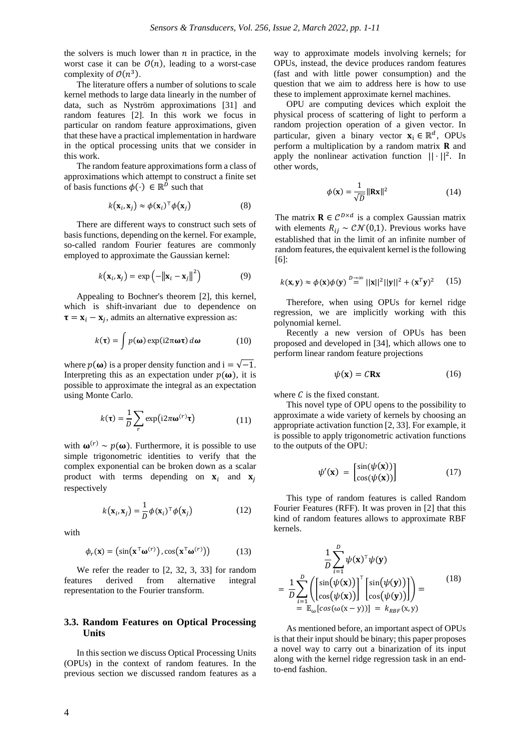the solvers is much lower than $n$ in practice, in the worst case it can be $\mathcal{O}(n)$, leading to a worst-case complexity of $\mathcal{O}(n^3)$.

The literature offers a number of solutions to scale kernel methods to large data linearly in the number of data, such as Nyström approximations [31] and random features [2]. In this work we focus in particular on random feature approximations, given that these have a practical implementation in hardware in the optical processing units that we consider in this work.

The random feature approximations form a class of approximations which attempt to construct a finite set of basis functions $\phi(\cdot) \in \mathbb{R}^D$ such that

$$k(\mathbf{x}_i, \mathbf{x}_j) \approx \phi(\mathbf{x}_i)^\top \phi(\mathbf{x}_j) \tag{8}$$

There are different ways to construct such sets of basis functions, depending on the kernel. For example, so-called random Fourier features are commonly employed to approximate the Gaussian kernel:

$$k(\mathbf{x}_i, \mathbf{x}_j) = \exp\left(-\|\mathbf{x}_i - \mathbf{x}_j\|^2\right) \tag{9}$$

Appealing to Bochner's theorem [2], this kernel, which is shift-invariant due to dependence on $\boldsymbol{\tau} = \mathbf{x}_i - \mathbf{x}_j$, admits an alternative expression as:

$$k(\boldsymbol{\tau}) = \int p(\boldsymbol{\omega}) \exp(\mathrm{i}2\pi\boldsymbol{\omega}\boldsymbol{\tau})\, d\boldsymbol{\omega} \tag{10}$$

where $p(\boldsymbol{\omega})$ is a proper density function and $\mathrm{i} = \sqrt{-1}$. Interpreting this as an expectation under $p(\boldsymbol{\omega})$, it is possible to approximate the integral as an expectation using Monte Carlo.

$$k(\boldsymbol{\tau}) = \frac{1}{D}\sum_{r} \exp\left(\mathrm{i}2\pi\boldsymbol{\omega}^{(r)}\boldsymbol{\tau}\right) \tag{11}$$

with $\boldsymbol{\omega}^{(r)} \sim p(\boldsymbol{\omega})$. Furthermore, it is possible to use simple trigonometric identities to verify that the complex exponential can be broken down as a scalar product with terms depending on $\mathbf{x}_i$ and $\mathbf{x}_j$ respectively

$$k(\mathbf{x}_i, \mathbf{x}_j) = \frac{1}{D}\phi(\mathbf{x}_i)^\top \phi(\mathbf{x}_j) \tag{12}$$

with

$$\phi_r(\mathbf{x}) = \left(\sin\left(\mathbf{x}^\top\boldsymbol{\omega}^{(r)}\right), \cos\left(\mathbf{x}^\top\boldsymbol{\omega}^{(r)}\right)\right) \tag{13}$$

We refer the reader to [2, 32, 3, 33] for random features derived from alternative integral representation to the Fourier transform.

### 3.3. Random Features on Optical Processing Units

In this section we discuss Optical Processing Units (OPUs) in the context of random features. In the previous section we discussed random features as a way to approximate models involving kernels; for OPUs, instead, the device produces random features (fast and with little power consumption) and the question that we aim to address here is how to use these to implement approximate kernel machines.

OPU are computing devices which exploit the physical process of scattering of light to perform a random projection operation of a given vector. In particular, given a binary vector $\mathbf{x}_i \in \mathbb{R}^d$, OPUs perform a multiplication by a random matrix $\mathbf{R}$ and apply the nonlinear activation function $||\cdot||^2$. In other words,

$$\phi(\mathbf{x}) = \frac{1}{\sqrt{D}}\|\mathbf{R}\mathbf{x}\|^2 \tag{14}$$

The matrix $\mathbf{R} \in \mathcal{C}^{D\times d}$ is a complex Gaussian matrix with elements $R_{ij} \sim \mathcal{CN}(0,1)$. Previous works have established that in the limit of an infinite number of random features, the equivalent kernel is the following [6]:

$$k(\mathbf{x}, \mathbf{y}) \approx \phi(\mathbf{x})\phi(\mathbf{y}) \overset{D\to\infty}{=} ||\mathbf{x}||^2||\mathbf{y}||^2 + (\mathbf{x}^T\mathbf{y})^2 \tag{15}$$

Therefore, when using OPUs for kernel ridge regression, we are implicitly working with this polynomial kernel.

Recently a new version of OPUs has been proposed and developed in [34], which allows one to perform linear random feature projections

$$\psi(\mathbf{x}) = C\mathbf{R}\mathbf{x} \tag{16}$$

where $C$ is the fixed constant.

This novel type of OPU opens to the possibility to approximate a wide variety of kernels by choosing an appropriate activation function [2, 33]. For example, it is possible to apply trigonometric activation functions to the outputs of the OPU:

$$\psi'(\mathbf{x}) = \begin{bmatrix}\sin(\psi(\mathbf{x}))\\ \cos(\psi(\mathbf{x}))\end{bmatrix} \tag{17}$$

This type of random features is called Random Fourier Features (RFF). It was proven in [2] that this kind of random features allows to approximate RBF kernels.

$$\begin{aligned}
&\frac{1}{D}\sum_{i=1}^{D}\psi(\mathbf{x})^\top\psi(\mathbf{y}) \\
&= \frac{1}{D}\sum_{i=1}^{D}\left(\begin{bmatrix}\sin(\psi(\mathbf{x}))\\ \cos(\psi(\mathbf{x}))\end{bmatrix}^\top \begin{bmatrix}\sin(\psi(\mathbf{y}))\\ \cos(\psi(\mathbf{y}))\end{bmatrix}\right) = \\
&= \mathbb{E}_{\omega}[cos(\omega(\mathrm{x}-\mathrm{y}))] = k_{RBF}(\mathrm{x}, \mathrm{y})
\end{aligned} \tag{18}$$

As mentioned before, an important aspect of OPUs is that their input should be binary; this paper proposes a novel way to carry out a binarization of its input along with the kernel ridge regression task in an end-to-end fashion.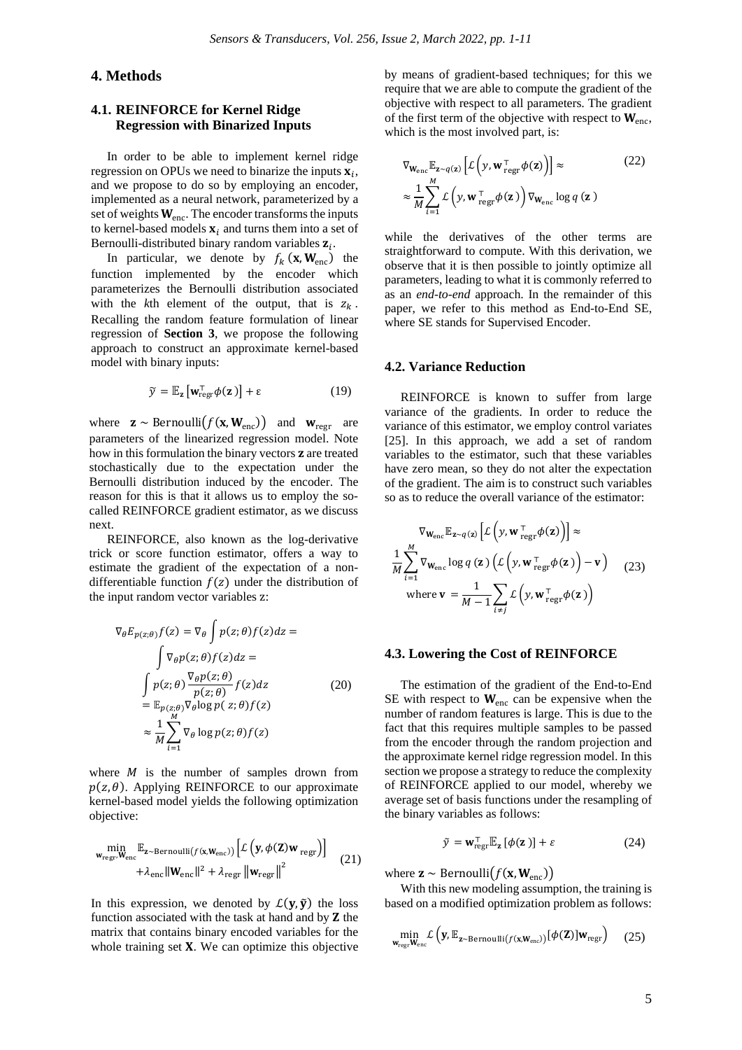## 4. Methods

### 4.1. REINFORCE for Kernel Ridge Regression with Binarized Inputs

In order to be able to implement kernel ridge regression on OPUs we need to binarize the inputs $\mathbf{x}_i$, and we propose to do so by employing an encoder, implemented as a neural network, parameterized by a set of weights $\mathbf{W}_{\text{enc}}$. The encoder transforms the inputs to kernel-based models $\mathbf{x}_i$ and turns them into a set of Bernoulli-distributed binary random variables $\mathbf{z}_i$.

In particular, we denote by $f_k(\mathbf{x}, \mathbf{W}_{\text{enc}})$ the function implemented by the encoder which parameterizes the Bernoulli distribution associated with the $k$th element of the output, that is $z_k$. Recalling the random feature formulation of linear regression of **Section 3**, we propose the following approach to construct an approximate kernel-based model with binary inputs:

$$\tilde{y} = \mathbb{E}_{\mathbf{z}}\left[\mathbf{w}_{\text{regr}}^{\top}\phi(\mathbf{z})\right] + \varepsilon \tag{19}$$

where $\mathbf{z} \sim \text{Bernoulli}\left(f(\mathbf{x}, \mathbf{W}_{\text{enc}})\right)$ and $\mathbf{w}_{\text{regr}}$ are parameters of the linearized regression model. Note how in this formulation the binary vectors $\mathbf{z}$ are treated stochastically due to the expectation under the Bernoulli distribution induced by the encoder. The reason for this is that it allows us to employ the so-called REINFORCE gradient estimator, as we discuss next.

REINFORCE, also known as the log-derivative trick or score function estimator, offers a way to estimate the gradient of the expectation of a non-differentiable function $f(z)$ under the distribution of the input random vector variables z:

$$\begin{aligned}
\nabla_{\theta} E_{p(z;\theta)} f(z) &= \nabla_{\theta} \int p(z;\theta) f(z) dz = \\
&\int \nabla_{\theta} p(z;\theta) f(z) dz = \\
&\int p(z;\theta) \frac{\nabla_{\theta} p(z;\theta)}{p(z;\theta)} f(z) dz \\
&= \mathbb{E}_{p(z;\theta)} \nabla_{\theta} \log p(z;\theta) f(z) \\
&\approx \frac{1}{M} \sum_{i=1}^{M} \nabla_{\theta} \log p(z;\theta) f(z)
\end{aligned} \tag{20}$$

where $M$ is the number of samples drawn from $p(z, \theta)$. Applying REINFORCE to our approximate kernel-based model yields the following optimization objective:

$$\begin{aligned}
\min_{\mathbf{w}_{\text{regr}}, \mathbf{W}_{\text{enc}}} & \mathbb{E}_{\mathbf{z} \sim \text{Bernoulli}(f(\mathbf{x}, \mathbf{W}_{\text{enc}}))}\left[\mathcal{L}\left(\mathbf{y}, \phi(\mathbf{Z})\mathbf{w}_{\text{regr}}\right)\right] \\
&+ \lambda_{\text{enc}} \|\mathbf{W}_{\text{enc}}\|^2 + \lambda_{\text{regr}} \left\|\mathbf{w}_{\text{regr}}\right\|^2
\end{aligned} \tag{21}$$

In this expression, we denoted by $\mathcal{L}(\mathbf{y}, \tilde{\mathbf{y}})$ the loss function associated with the task at hand and by $\mathbf{Z}$ the matrix that contains binary encoded variables for the whole training set $\mathbf{X}$. We can optimize this objective by means of gradient-based techniques; for this we require that we are able to compute the gradient of the objective with respect to all parameters. The gradient of the first term of the objective with respect to $\mathbf{W}_{\text{enc}}$, which is the most involved part, is:

$$\begin{aligned}
&\nabla_{\mathbf{W}_{\text{enc}}} \mathbb{E}_{\mathbf{z} \sim q(\mathbf{z})}\left[\mathcal{L}\left(y, \mathbf{w}_{\text{regr}}^{\top}\phi(\mathbf{z})\right)\right] \approx \\
&\approx \frac{1}{M} \sum_{i=1}^{M} \mathcal{L}\left(y, \mathbf{w}_{\text{regr}}^{\top}\phi(\mathbf{z})\right) \nabla_{\mathbf{W}_{\text{enc}}} \log q(\mathbf{z})
\end{aligned} \tag{22}$$

while the derivatives of the other terms are straightforward to compute. With this derivation, we observe that it is then possible to jointly optimize all parameters, leading to what it is commonly referred to as an *end-to-end* approach. In the remainder of this paper, we refer to this method as End-to-End SE, where SE stands for Supervised Encoder.

### 4.2. Variance Reduction

REINFORCE is known to suffer from large variance of the gradients. In order to reduce the variance of this estimator, we employ control variates [25]. In this approach, we add a set of random variables to the estimator, such that these variables have zero mean, so they do not alter the expectation of the gradient. The aim is to construct such variables so as to reduce the overall variance of the estimator:

$$\begin{aligned}
&\nabla_{\mathbf{W}_{\text{enc}}} \mathbb{E}_{\mathbf{z} \sim q(\mathbf{z})}\left[\mathcal{L}\left(y, \mathbf{w}_{\text{regr}}^{\top}\phi(\mathbf{z})\right)\right] \approx \\
&\frac{1}{M} \sum_{i=1}^{M} \nabla_{\mathbf{W}_{\text{enc}}} \log q(\mathbf{z}) \left(\mathcal{L}\left(y, \mathbf{w}_{\text{regr}}^{\top}\phi(\mathbf{z})\right) - \mathbf{v}\right) \\
&\text{where } \mathbf{v} = \frac{1}{M-1} \sum_{i \neq j} \mathcal{L}\left(y, \mathbf{w}_{\text{regr}}^{\top}\phi(\mathbf{z})\right)
\end{aligned} \tag{23}$$

### 4.3. Lowering the Cost of REINFORCE

The estimation of the gradient of the End-to-End SE with respect to $\mathbf{W}_{\text{enc}}$ can be expensive when the number of random features is large. This is due to the fact that this requires multiple samples to be passed from the encoder through the random projection and the approximate kernel ridge regression model. In this section we propose a strategy to reduce the complexity of REINFORCE applied to our model, whereby we average set of basis functions under the resampling of the binary variables as follows:

$$\tilde{y} = \mathbf{w}_{\text{regr}}^{\top} \mathbb{E}_{\mathbf{z}}\left[\phi(\mathbf{z})\right] + \varepsilon \tag{24}$$

where $\mathbf{z} \sim \text{Bernoulli}\left(f(\mathbf{x}, \mathbf{W}_{\text{enc}})\right)$

With this new modeling assumption, the training is based on a modified optimization problem as follows:

$$\min_{\mathbf{w}_{\text{regr}} \mathbf{W}_{\text{enc}}} \mathcal{L}\left(\mathbf{y}, \mathbb{E}_{\mathbf{z} \sim \text{Bernoulli}(f(\mathbf{x}, \mathbf{W}_{\text{enc}}))}[\phi(\mathbf{Z})]\mathbf{w}_{\text{regr}}\right) \tag{25}$$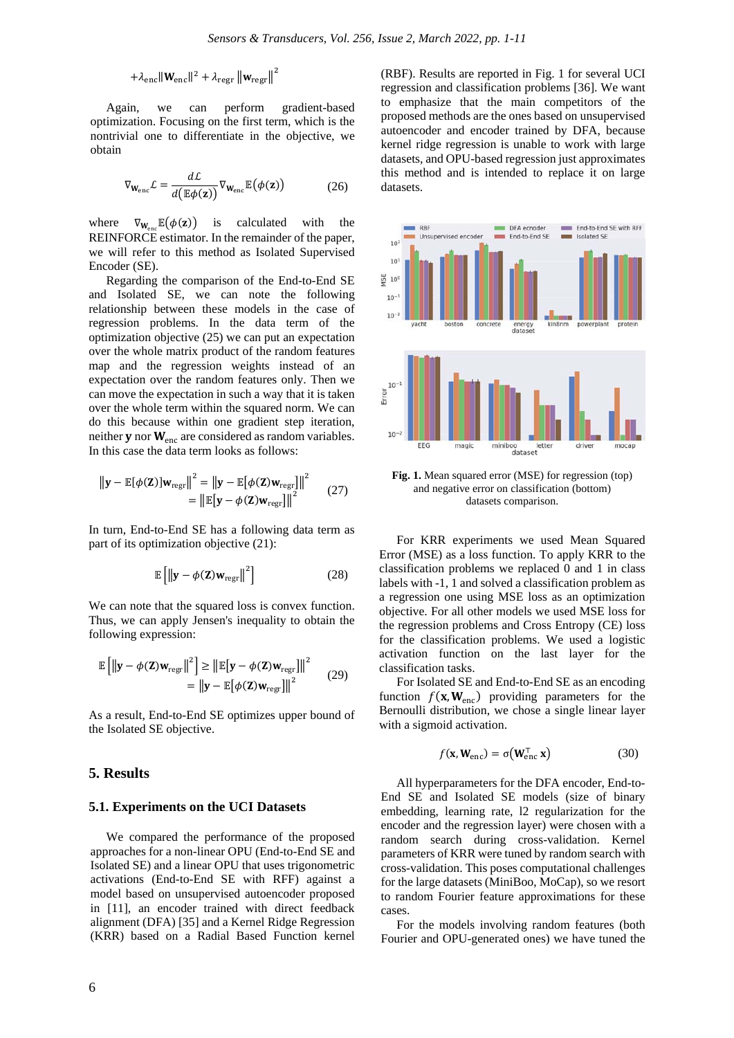$$+\lambda_{\text{enc}}\|\mathbf{W}_{\text{enc}}\|^2 + \lambda_{\text{regr}}\left\|\mathbf{w}_{\text{regr}}\right\|^2$$

Again, we can perform gradient-based optimization. Focusing on the first term, which is the nontrivial one to differentiate in the objective, we obtain

$$\nabla_{\mathbf{W}_{\text{enc}}}\mathcal{L} = \frac{d\mathcal{L}}{d\big(\mathbb{E}\phi(\mathbf{z})\big)}\nabla_{\mathbf{W}_{\text{enc}}}\mathbb{E}\big(\phi(\mathbf{z})\big) \tag{26}$$

where $\nabla_{\mathbf{W}_{\text{enc}}}\mathbb{E}\big(\phi(\mathbf{z})\big)$ is calculated with the REINFORCE estimator. In the remainder of the paper, we will refer to this method as Isolated Supervised Encoder (SE).

Regarding the comparison of the End-to-End SE and Isolated SE, we note the following relationship between these models in the case of regression problems. In the data term of the optimization objective (25) we can put an expectation over the whole matrix product of the random features map and the regression weights instead of an expectation over the random features only. Then we can move the expectation in such a way that it is taken over the whole term within the squared norm. We can do this because within one gradient step iteration, neither $\mathbf{y}$ nor $\mathbf{W}_{\text{enc}}$ are considered as random variables. In this case the data term looks as follows:

$$\begin{aligned}\left\|\mathbf{y} - \mathbb{E}[\phi(\mathbf{Z})]\mathbf{w}_{\text{regr}}\right\|^2 &= \left\|\mathbf{y} - \mathbb{E}\big[\phi(\mathbf{Z})\mathbf{w}_{\text{regr}}\big]\right\|^2 \\ &= \left\|\mathbb{E}\big[\mathbf{y} - \phi(\mathbf{Z})\mathbf{w}_{\text{regr}}\big]\right\|^2\end{aligned} \tag{27}$$

In turn, End-to-End SE has a following data term as part of its optimization objective (21):

$$\mathbb{E}\left[\left\|\mathbf{y} - \phi(\mathbf{Z})\mathbf{w}_{\text{regr}}\right\|^2\right] \tag{28}$$

We can note that the squared loss is convex function. Thus, we can apply Jensen's inequality to obtain the following expression:

$$\begin{aligned}\mathbb{E}\left[\left\|\mathbf{y} - \phi(\mathbf{Z})\mathbf{w}_{\text{regr}}\right\|^2\right] &\geq \left\|\mathbb{E}\big[\mathbf{y} - \phi(\mathbf{Z})\mathbf{w}_{\text{regr}}\big]\right\|^2 \\ &= \left\|\mathbf{y} - \mathbb{E}\big[\phi(\mathbf{Z})\mathbf{w}_{\text{regr}}\big]\right\|^2\end{aligned} \tag{29}$$

As a result, End-to-End SE optimizes upper bound of the Isolated SE objective.

## 5. Results

### 5.1. Experiments on the UCI Datasets

We compared the performance of the proposed approaches for a non-linear OPU (End-to-End SE and Isolated SE) and a linear OPU that uses trigonometric activations (End-to-End SE with RFF) against a model based on unsupervised autoencoder proposed in [11], an encoder trained with direct feedback alignment (DFA) [35] and a Kernel Ridge Regression (KRR) based on a Radial Based Function kernel (RBF). Results are reported in Fig. 1 for several UCI regression and classification problems [36]. We want to emphasize that the main competitors of the proposed methods are the ones based on unsupervised autoencoder and encoder trained by DFA, because kernel ridge regression is unable to work with large datasets, and OPU-based regression just approximates this method and is intended to replace it on large datasets.

**Fig. 1.** Mean squared error (MSE) for regression (top) and negative error on classification (bottom) datasets comparison.

For KRR experiments we used Mean Squared Error (MSE) as a loss function. To apply KRR to the classification problems we replaced 0 and 1 in class labels with -1, 1 and solved a classification problem as a regression one using MSE loss as an optimization objective. For all other models we used MSE loss for the regression problems and Cross Entropy (CE) loss for the classification problems. We used a logistic activation function on the last layer for the classification tasks.

For Isolated SE and End-to-End SE as an encoding function $f(\mathbf{x}, \mathbf{W}_{\text{enc}})$ providing parameters for the Bernoulli distribution, we chose a single linear layer with a sigmoid activation.

$$f(\mathbf{x}, \mathbf{W}_{\text{enc}}) = \sigma\big(\mathbf{W}_{\text{enc}}^\top \mathbf{x}\big) \tag{30}$$

All hyperparameters for the DFA encoder, End-to-End SE and Isolated SE models (size of binary embedding, learning rate, l2 regularization for the encoder and the regression layer) were chosen with a random search during cross-validation. Kernel parameters of KRR were tuned by random search with cross-validation. This poses computational challenges for the large datasets (MiniBoo, MoCap), so we resort to random Fourier feature approximations for these cases.

For the models involving random features (both Fourier and OPU-generated ones) we have tuned the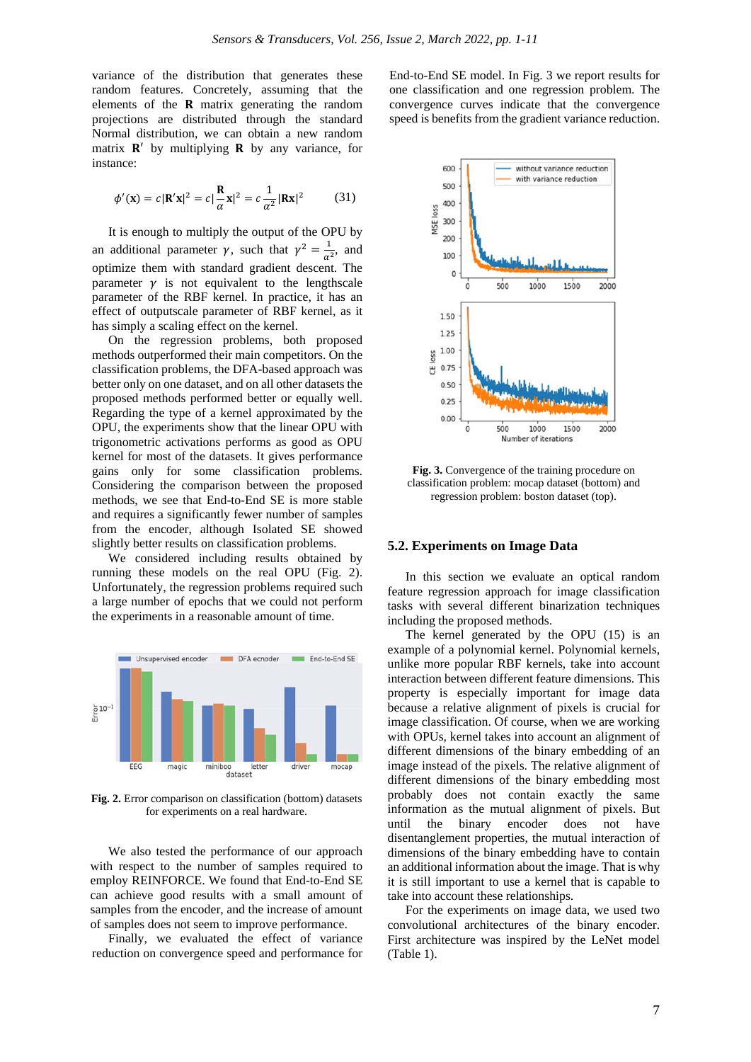variance of the distribution that generates these random features. Concretely, assuming that the elements of the $\mathbf{R}$ matrix generating the random projections are distributed through the standard Normal distribution, we can obtain a new random matrix $\mathbf{R}'$ by multiplying $\mathbf{R}$ by any variance, for instance:

$$\phi'(\mathbf{x}) = c|\mathbf{R}'\mathbf{x}|^2 = c|\frac{\mathbf{R}}{\alpha}\mathbf{x}|^2 = c\frac{1}{\alpha^2}|\mathbf{R}\mathbf{x}|^2 \tag{31}$$

It is enough to multiply the output of the OPU by an additional parameter $\gamma$, such that $\gamma^2 = \frac{1}{\alpha^2}$, and optimize them with standard gradient descent. The parameter $\gamma$ is not equivalent to the lengthscale parameter of the RBF kernel. In practice, it has an effect of outputscale parameter of RBF kernel, as it has simply a scaling effect on the kernel.

On the regression problems, both proposed methods outperformed their main competitors. On the classification problems, the DFA-based approach was better only on one dataset, and on all other datasets the proposed methods performed better or equally well. Regarding the type of a kernel approximated by the OPU, the experiments show that the linear OPU with trigonometric activations perform as good as OPU kernel for most of the datasets. It gives performance gains only for some classification problems. Considering the comparison between the proposed methods, we see that End-to-End SE is more stable and requires a significantly fewer number of samples from the encoder, although Isolated SE showed slightly better results on classification problems.

We considered including results obtained by running these models on the real OPU (Fig. 2). Unfortunately, the regression problems required such a large number of epochs that we could not perform the experiments in a reasonable amount of time.

**Fig. 2.** Error comparison on classification (bottom) datasets for experiments on a real hardware.

We also tested the performance of our approach with respect to the number of samples required to employ REINFORCE. We found that End-to-End SE can achieve good results with a small amount of samples from the encoder, and the increase of amount of samples does not seem to improve performance.

Finally, we evaluated the effect of variance reduction on convergence speed and performance for End-to-End SE model. In Fig. 3 we report results for one classification and one regression problem. The convergence curves indicate that the convergence speed is benefits from the gradient variance reduction.

**Fig. 3.** Convergence of the training procedure on classification problem: mocap dataset (bottom) and regression problem: boston dataset (top).

## 5.2. Experiments on Image Data

In this section we evaluate an optical random feature regression approach for image classification tasks with several different binarization techniques including the proposed methods.

The kernel generated by the OPU (15) is an example of a polynomial kernel. Polynomial kernels, unlike more popular RBF kernels, take into account interaction between different feature dimensions. This property is especially important for image data because a relative alignment of pixels is crucial for image classification. Of course, when we are working with OPUs, kernel takes into account an alignment of different dimensions of the binary embedding of an image instead of the pixels. The relative alignment of different dimensions of the binary embedding most probably does not contain exactly the same information as the mutual alignment of pixels. But until the binary encoder does not have disentanglement properties, the mutual interaction of dimensions of the binary embedding have to contain an additional information about the image. That is why it is still important to use a kernel that is capable to take into account these relationships.

For the experiments on image data, we used two convolutional architectures of the binary encoder. First architecture was inspired by the LeNet model (Table 1).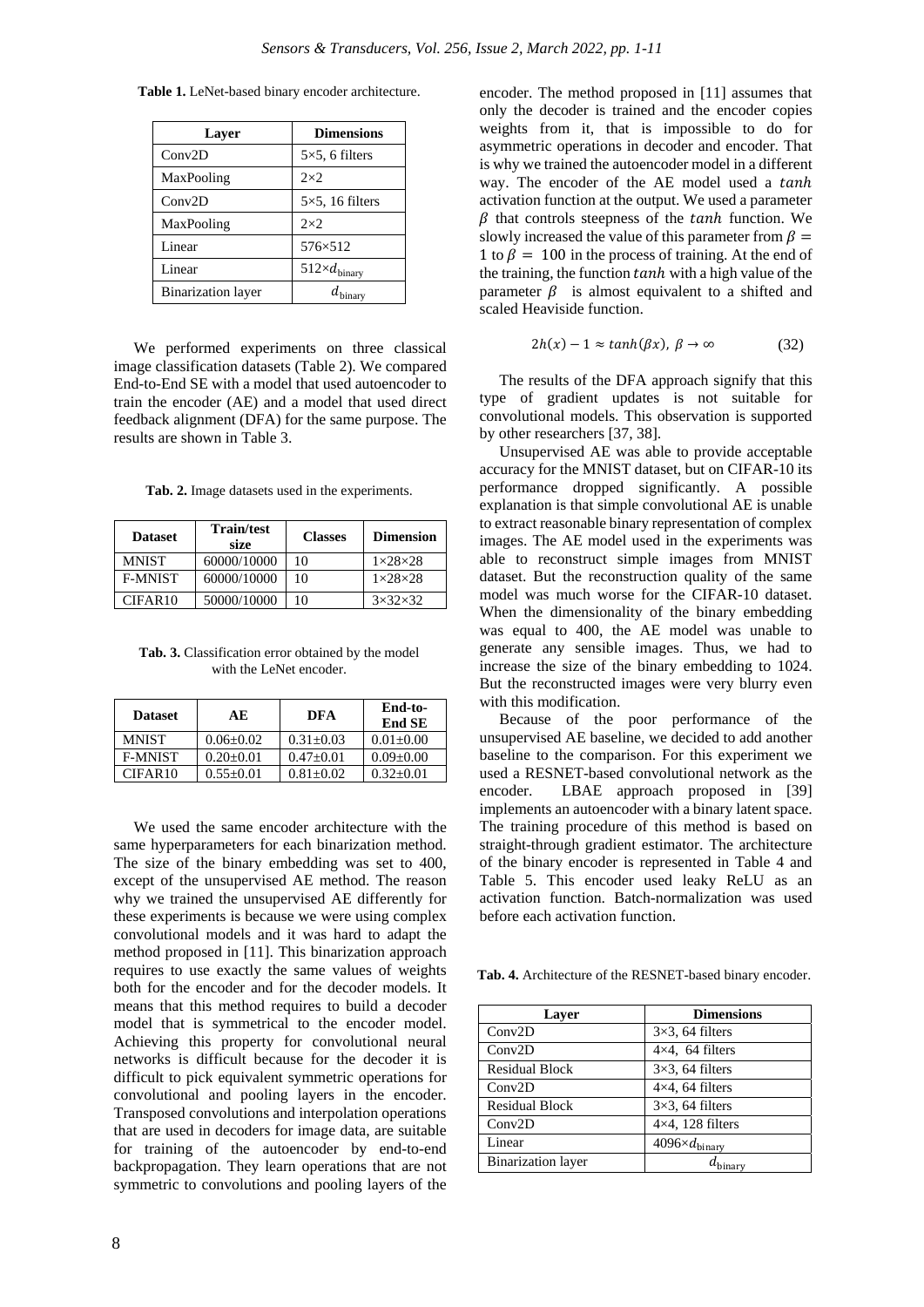**Table 1.** LeNet-based binary encoder architecture.

| Layer | Dimensions |
|---|---|
| Conv2D | 5×5, 6 filters |
| MaxPooling | 2×2 |
| Conv2D | 5×5, 16 filters |
| MaxPooling | 2×2 |
| Linear | 576×512 |
| Linear | $512 \times d_{\text{binary}}$ |
| Binarization layer | $d_{\text{binary}}$ |

We performed experiments on three classical image classification datasets (Table 2). We compared End-to-End SE with a model that used autoencoder to train the encoder (AE) and a model that used direct feedback alignment (DFA) for the same purpose. The results are shown in Table 3.

**Tab. 2.** Image datasets used in the experiments.

| Dataset | Train/test size | Classes | Dimension |
|---|---|---|---|
| MNIST | 60000/10000 | 10 | 1×28×28 |
| F-MNIST | 60000/10000 | 10 | 1×28×28 |
| CIFAR10 | 50000/10000 | 10 | 3×32×32 |

**Tab. 3.** Classification error obtained by the model with the LeNet encoder.

| Dataset | AE | DFA | End-to-End SE |
|---|---|---|---|
| MNIST | 0.06±0.02 | 0.31±0.03 | 0.01±0.00 |
| F-MNIST | 0.20±0.01 | 0.47±0.01 | 0.09±0.00 |
| CIFAR10 | 0.55±0.01 | 0.81±0.02 | 0.32±0.01 |

We used the same encoder architecture with the same hyperparameters for each binarization method. The size of the binary embedding was set to 400, except of the unsupervised AE method. The reason why we trained the unsupervised AE differently for these experiments is because we were using complex convolutional models and it was hard to adapt the method proposed in [11]. This binarization approach requires to use exactly the same values of weights both for the encoder and for the decoder models. It means that this method requires to build a decoder model that is symmetrical to the encoder model. Achieving this property for convolutional neural networks is difficult because for the decoder it is difficult to pick equivalent symmetric operations for convolutional and pooling layers in the encoder. Transposed convolutions and interpolation operations that are used in decoders for image data, are suitable for training of the autoencoder by end-to-end backpropagation. They learn operations that are not symmetric to convolutions and pooling layers of the encoder. The method proposed in [11] assumes that only the decoder is trained and the encoder copies weights from it, that is impossible to do for asymmetric operations in decoder and encoder. That is why we trained the autoencoder model in a different way. The encoder of the AE model used a $tanh$ activation function at the output. We used a parameter $\beta$ that controls steepness of the $tanh$ function. We slowly increased the value of this parameter from $\beta = 1$ to $\beta = 100$ in the process of training. At the end of the training, the function $tanh$ with a high value of the parameter $\beta$ is almost equivalent to a shifted and scaled Heaviside function.

$$2h(x) - 1 \approx tanh(\beta x),\ \beta \to \infty \tag{32}$$

The results of the DFA approach signify that this type of gradient updates is not suitable for convolutional models. This observation is supported by other researchers [37, 38].

Unsupervised AE was able to provide acceptable accuracy for the MNIST dataset, but on CIFAR-10 its performance dropped significantly. A possible explanation is that simple convolutional AE is unable to extract reasonable binary representation of complex images. The AE model used in the experiments was able to reconstruct simple images from MNIST dataset. But the reconstruction quality of the same model was much worse for the CIFAR-10 dataset. When the dimensionality of the binary embedding was equal to 400, the AE model was unable to generate any sensible images. Thus, we had to increase the size of the binary embedding to 1024. But the reconstructed images were very blurry even with this modification.

Because of the poor performance of the unsupervised AE baseline, we decided to add another baseline to the comparison. For this experiment we used a RESNET-based convolutional network as the encoder. LBAE approach proposed in [39] implements an autoencoder with a binary latent space. The training procedure of this method is based on straight-through gradient estimator. The architecture of the binary encoder is represented in Table 4 and Table 5. This encoder used leaky ReLU as an activation function. Batch-normalization was used before each activation function.

**Tab. 4.** Architecture of the RESNET-based binary encoder.

| Layer | Dimensions |
|---|---|
| Conv2D | 3×3, 64 filters |
| Conv2D | 4×4, 64 filters |
| Residual Block | 3×3, 64 filters |
| Conv2D | 4×4, 64 filters |
| Residual Block | 3×3, 64 filters |
| Conv2D | 4×4, 128 filters |
| Linear | $4096 \times d_{\text{binary}}$ |
| Binarization layer | $d_{\text{binary}}$ |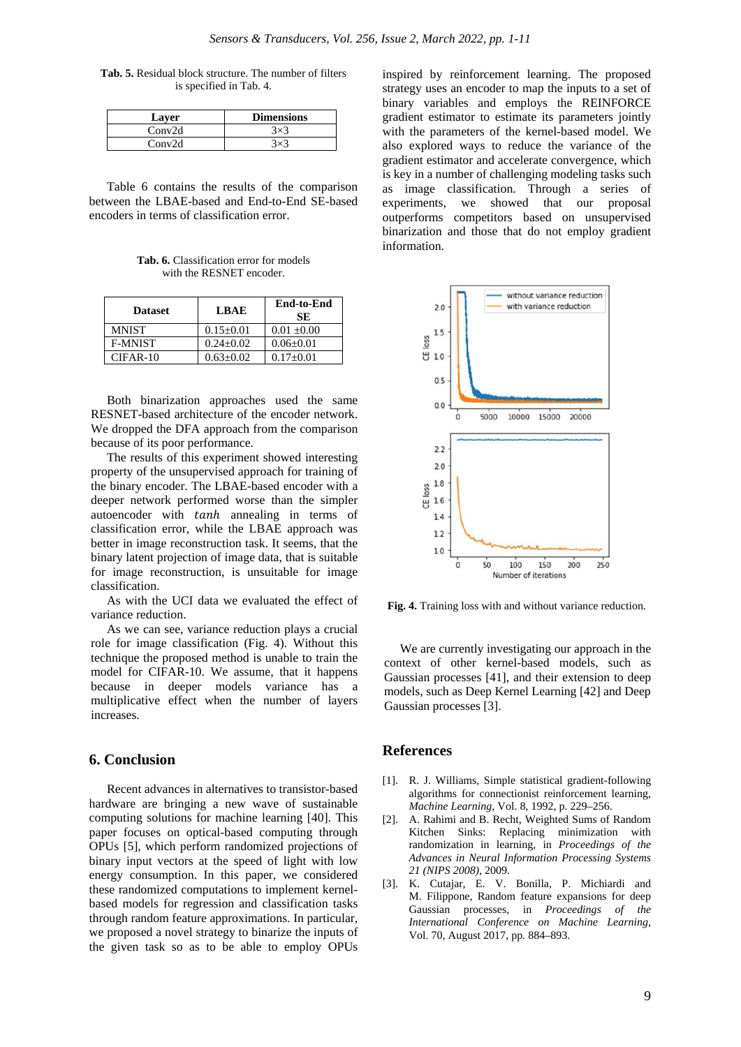**Tab. 5.** Residual block structure. The number of filters is specified in Tab. 4.

| Layer | Dimensions |
| --- | --- |
| Conv2d | 3×3 |
| Conv2d | 3×3 |

Table 6 contains the results of the comparison between the LBAE-based and End-to-End SE-based encoders in terms of classification error.

**Tab. 6.** Classification error for models with the RESNET encoder.

| Dataset | LBAE | End-to-End SE |
| --- | --- | --- |
| MNIST | 0.15±0.01 | 0.01 ±0.00 |
| F-MNIST | 0.24±0.02 | 0.06±0.01 |
| CIFAR-10 | 0.63±0.02 | 0.17±0.01 |

Both binarization approaches used the same RESNET-based architecture of the encoder network. We dropped the DFA approach from the comparison because of its poor performance.

The results of this experiment showed interesting property of the unsupervised approach for training of the binary encoder. The LBAE-based encoder with a deeper network performed worse than the simpler autoencoder with *tanh* annealing in terms of classification error, while the LBAE approach was better in image reconstruction task. It seems, that the binary latent projection of image data, that is suitable for image reconstruction, is unsuitable for image classification.

As with the UCI data we evaluated the effect of variance reduction.

As we can see, variance reduction plays a crucial role for image classification (Fig. 4). Without this technique the proposed method is unable to train the model for CIFAR-10. We assume, that it happens because in deeper models variance has a multiplicative effect when the number of layers increases.

## 6. Conclusion

Recent advances in alternatives to transistor-based hardware are bringing a new wave of sustainable computing solutions for machine learning [40]. This paper focuses on optical-based computing through OPUs [5], which perform randomized projections of binary input vectors at the speed of light with low energy consumption. In this paper, we considered these randomized computations to implement kernel-based models for regression and classification tasks through random feature approximations. In particular, we proposed a novel strategy to binarize the inputs of the given task so as to be able to employ OPUs inspired by reinforcement learning. The proposed strategy uses an encoder to map the inputs to a set of binary variables and employs the REINFORCE gradient estimator to estimate its parameters jointly with the parameters of the kernel-based model. We also explored ways to reduce the variance of the gradient estimator and accelerate convergence, which is key in a number of challenging modeling tasks such as image classification. Through a series of experiments, we showed that our proposal outperforms competitors based on unsupervised binarization and those that do not employ gradient information.

**Fig. 4.** Training loss with and without variance reduction.

We are currently investigating our approach in the context of other kernel-based models, such as Gaussian processes [41], and their extension to deep models, such as Deep Kernel Learning [42] and Deep Gaussian processes [3].

## References

[1]. R. J. Williams, Simple statistical gradient-following algorithms for connectionist reinforcement learning, *Machine Learning*, Vol. 8, 1992, p. 229–256.

[2]. A. Rahimi and B. Recht, Weighted Sums of Random Kitchen Sinks: Replacing minimization with randomization in learning, in *Proceedings of the Advances in Neural Information Processing Systems 21 (NIPS 2008)*, 2009.

[3]. K. Cutajar, E. V. Bonilla, P. Michiardi and M. Filippone, Random feature expansions for deep Gaussian processes, in *Proceedings of the International Conference on Machine Learning*, Vol. 70, August 2017, pp. 884–893.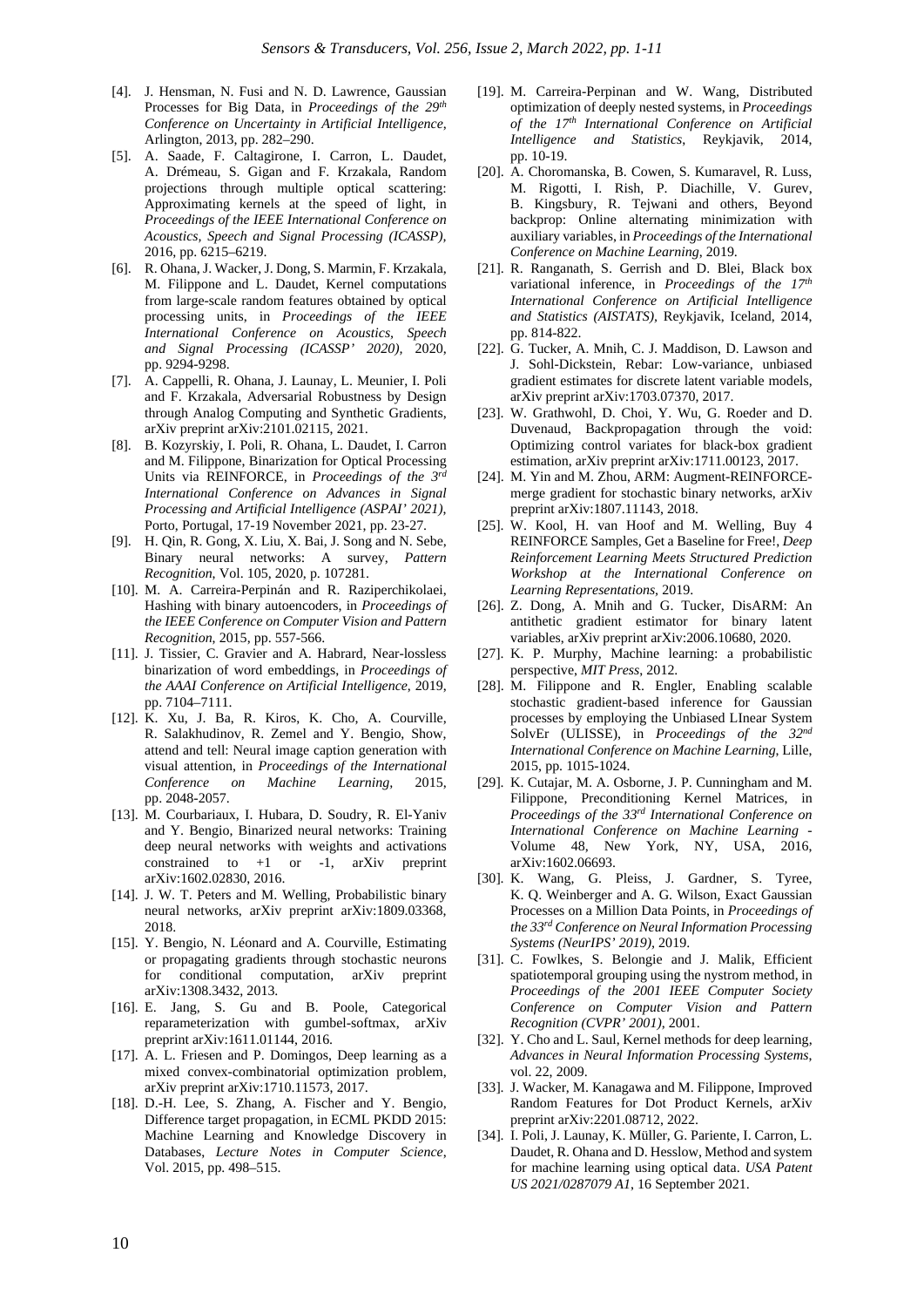[4]. J. Hensman, N. Fusi and N. D. Lawrence, Gaussian Processes for Big Data, in *Proceedings of the 29th Conference on Uncertainty in Artificial Intelligence*, Arlington, 2013, pp. 282–290.

[5]. A. Saade, F. Caltagirone, I. Carron, L. Daudet, A. Drémeau, S. Gigan and F. Krzakala, Random projections through multiple optical scattering: Approximating kernels at the speed of light, in *Proceedings of the IEEE International Conference on Acoustics, Speech and Signal Processing (ICASSP)*, 2016, pp. 6215–6219.

[6]. R. Ohana, J. Wacker, J. Dong, S. Marmin, F. Krzakala, M. Filippone and L. Daudet, Kernel computations from large-scale random features obtained by optical processing units, in *Proceedings of the IEEE International Conference on Acoustics, Speech and Signal Processing (ICASSP' 2020)*, 2020, pp. 9294-9298.

[7]. A. Cappelli, R. Ohana, J. Launay, L. Meunier, I. Poli and F. Krzakala, Adversarial Robustness by Design through Analog Computing and Synthetic Gradients, arXiv preprint arXiv:2101.02115, 2021.

[8]. B. Kozyrskiy, I. Poli, R. Ohana, L. Daudet, I. Carron and M. Filippone, Binarization for Optical Processing Units via REINFORCE, in *Proceedings of the 3rd International Conference on Advances in Signal Processing and Artificial Intelligence (ASPAI' 2021)*, Porto, Portugal, 17-19 November 2021, pp. 23-27.

[9]. H. Qin, R. Gong, X. Liu, X. Bai, J. Song and N. Sebe, Binary neural networks: A survey, *Pattern Recognition*, Vol. 105, 2020, p. 107281.

[10]. M. A. Carreira-Perpinán and R. Raziperchikolaei, Hashing with binary autoencoders, in *Proceedings of the IEEE Conference on Computer Vision and Pattern Recognition*, 2015, pp. 557-566.

[11]. J. Tissier, C. Gravier and A. Habrard, Near-lossless binarization of word embeddings, in *Proceedings of the AAAI Conference on Artificial Intelligence*, 2019, pp. 7104–7111.

[12]. K. Xu, J. Ba, R. Kiros, K. Cho, A. Courville, R. Salakhudinov, R. Zemel and Y. Bengio, Show, attend and tell: Neural image caption generation with visual attention, in *Proceedings of the International Conference on Machine Learning*, 2015, pp. 2048-2057.

[13]. M. Courbariaux, I. Hubara, D. Soudry, R. El-Yaniv and Y. Bengio, Binarized neural networks: Training deep neural networks with weights and activations constrained to +1 or -1, arXiv preprint arXiv:1602.02830, 2016.

[14]. J. W. T. Peters and M. Welling, Probabilistic binary neural networks, arXiv preprint arXiv:1809.03368, 2018.

[15]. Y. Bengio, N. Léonard and A. Courville, Estimating or propagating gradients through stochastic neurons for conditional computation, arXiv preprint arXiv:1308.3432, 2013.

[16]. E. Jang, S. Gu and B. Poole, Categorical reparameterization with gumbel-softmax, arXiv preprint arXiv:1611.01144, 2016.

[17]. A. L. Friesen and P. Domingos, Deep learning as a mixed convex-combinatorial optimization problem, arXiv preprint arXiv:1710.11573, 2017.

[18]. D.-H. Lee, S. Zhang, A. Fischer and Y. Bengio, Difference target propagation, in ECML PKDD 2015: Machine Learning and Knowledge Discovery in Databases, *Lecture Notes in Computer Science*, Vol. 2015, pp. 498–515.

[19]. M. Carreira-Perpinan and W. Wang, Distributed optimization of deeply nested systems, in *Proceedings of the 17th International Conference on Artificial Intelligence and Statistics*, Reykjavik, 2014, pp. 10-19.

[20]. A. Choromanska, B. Cowen, S. Kumaravel, R. Luss, M. Rigotti, I. Rish, P. Diachille, V. Gurev, B. Kingsbury, R. Tejwani and others, Beyond backprop: Online alternating minimization with auxiliary variables, in *Proceedings of the International Conference on Machine Learning*, 2019.

[21]. R. Ranganath, S. Gerrish and D. Blei, Black box variational inference, in *Proceedings of the 17th International Conference on Artificial Intelligence and Statistics (AISTATS)*, Reykjavik, Iceland, 2014, pp. 814-822.

[22]. G. Tucker, A. Mnih, C. J. Maddison, D. Lawson and J. Sohl-Dickstein, Rebar: Low-variance, unbiased gradient estimates for discrete latent variable models, arXiv preprint arXiv:1703.07370, 2017.

[23]. W. Grathwohl, D. Choi, Y. Wu, G. Roeder and D. Duvenaud, Backpropagation through the void: Optimizing control variates for black-box gradient estimation, arXiv preprint arXiv:1711.00123, 2017.

[24]. M. Yin and M. Zhou, ARM: Augment-REINFORCE-merge gradient for stochastic binary networks, arXiv preprint arXiv:1807.11143, 2018.

[25]. W. Kool, H. van Hoof and M. Welling, Buy 4 REINFORCE Samples, Get a Baseline for Free!, *Deep Reinforcement Learning Meets Structured Prediction Workshop at the International Conference on Learning Representations*, 2019.

[26]. Z. Dong, A. Mnih and G. Tucker, DisARM: An antithetic gradient estimator for binary latent variables, arXiv preprint arXiv:2006.10680, 2020.

[27]. K. P. Murphy, Machine learning: a probabilistic perspective, *MIT Press*, 2012.

[28]. M. Filippone and R. Engler, Enabling scalable stochastic gradient-based inference for Gaussian processes by employing the Unbiased LInear System SolvEr (ULISSE), in *Proceedings of the 32nd International Conference on Machine Learning*, Lille, 2015, pp. 1015-1024.

[29]. K. Cutajar, M. A. Osborne, J. P. Cunningham and M. Filippone, Preconditioning Kernel Matrices, in *Proceedings of the 33rd International Conference on International Conference on Machine Learning* - Volume 48, New York, NY, USA, 2016, arXiv:1602.06693.

[30]. K. Wang, G. Pleiss, J. Gardner, S. Tyree, K. Q. Weinberger and A. G. Wilson, Exact Gaussian Processes on a Million Data Points, in *Proceedings of the 33rd Conference on Neural Information Processing Systems (NeurIPS' 2019)*, 2019.

[31]. C. Fowlkes, S. Belongie and J. Malik, Efficient spatiotemporal grouping using the nystrom method, in *Proceedings of the 2001 IEEE Computer Society Conference on Computer Vision and Pattern Recognition (CVPR' 2001)*, 2001.

[32]. Y. Cho and L. Saul, Kernel methods for deep learning, *Advances in Neural Information Processing Systems*, vol. 22, 2009.

[33]. J. Wacker, M. Kanagawa and M. Filippone, Improved Random Features for Dot Product Kernels, arXiv preprint arXiv:2201.08712, 2022.

[34]. I. Poli, J. Launay, K. Müller, G. Pariente, I. Carron, L. Daudet, R. Ohana and D. Hesslow, Method and system for machine learning using optical data. *USA Patent US 2021/0287079 A1*, 16 September 2021.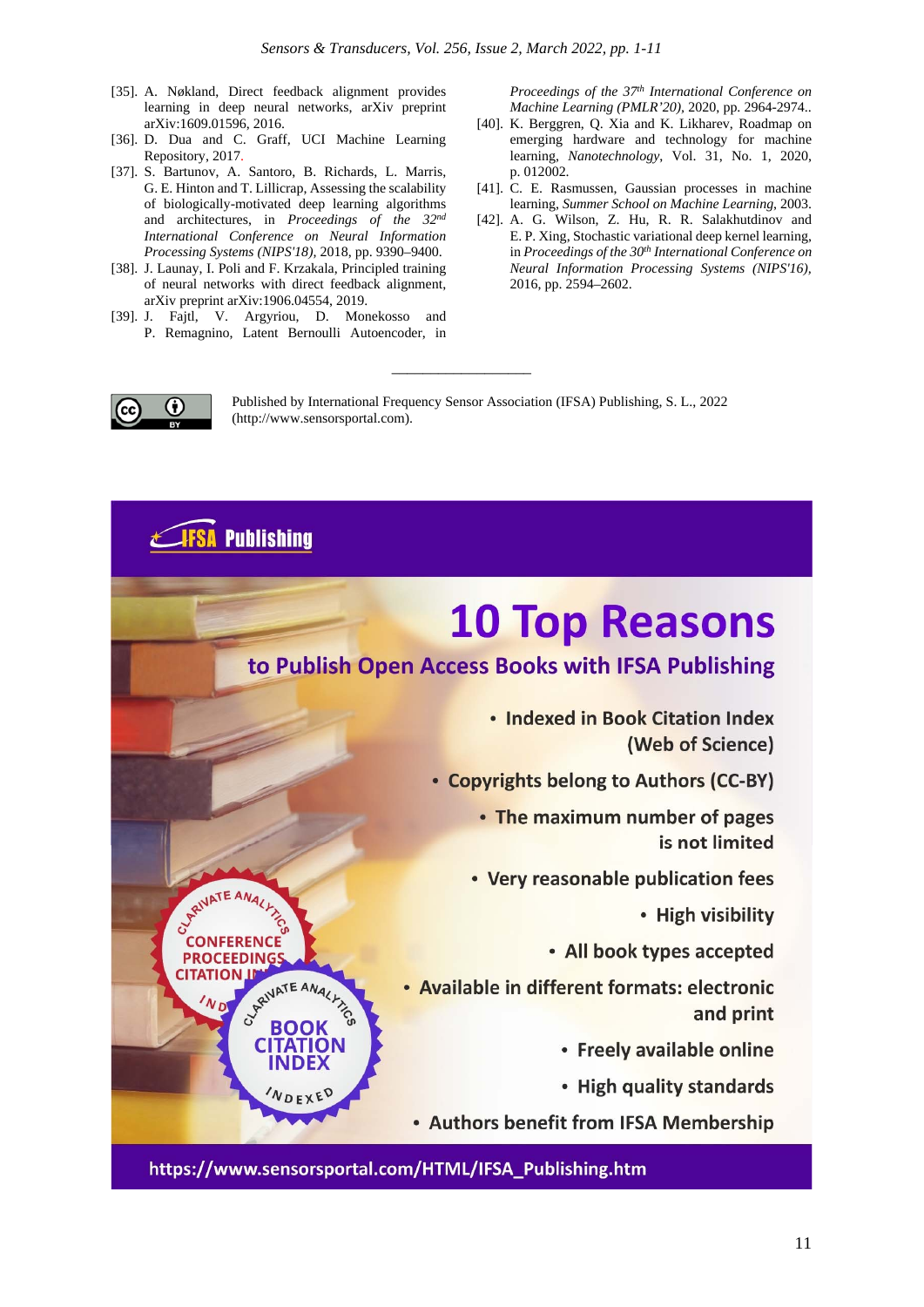[35]. A. Nøkland, Direct feedback alignment provides learning in deep neural networks, arXiv preprint arXiv:1609.01596, 2016.

[36]. D. Dua and C. Graff, UCI Machine Learning Repository, 2017.

[37]. S. Bartunov, A. Santoro, B. Richards, L. Marris, G. E. Hinton and T. Lillicrap, Assessing the scalability of biologically-motivated deep learning algorithms and architectures, in *Proceedings of the 32nd International Conference on Neural Information Processing Systems (NIPS'18)*, 2018, pp. 9390–9400.

[38]. J. Launay, I. Poli and F. Krzakala, Principled training of neural networks with direct feedback alignment, arXiv preprint arXiv:1906.04554, 2019.

[39]. J. Fajtl, V. Argyriou, D. Monekosso and P. Remagnino, Latent Bernoulli Autoencoder, in *Proceedings of the 37th International Conference on Machine Learning (PMLR'20)*, 2020, pp. 2964-2974..

[40]. K. Berggren, Q. Xia and K. Likharev, Roadmap on emerging hardware and technology for machine learning, *Nanotechnology*, Vol. 31, No. 1, 2020, p. 012002.

[41]. C. E. Rasmussen, Gaussian processes in machine learning, *Summer School on Machine Learning*, 2003.

[42]. A. G. Wilson, Z. Hu, R. R. Salakhutdinov and E. P. Xing, Stochastic variational deep kernel learning, in *Proceedings of the 30th International Conference on Neural Information Processing Systems (NIPS'16)*, 2016, pp. 2594–2602.

---

Published by International Frequency Sensor Association (IFSA) Publishing, S. L., 2022 (http://www.sensorsportal.com).

IFSA Publishing

# 10 Top Reasons

## to Publish Open Access Books with IFSA Publishing

- Indexed in Book Citation Index (Web of Science)
- Copyrights belong to Authors (CC-BY)
- The maximum number of pages is not limited
- Very reasonable publication fees
- High visibility
- All book types accepted
- Available in different formats: electronic and print
- Freely available online
- High quality standards
- Authors benefit from IFSA Membership

https://www.sensorsportal.com/HTML/IFSA_Publishing.htm